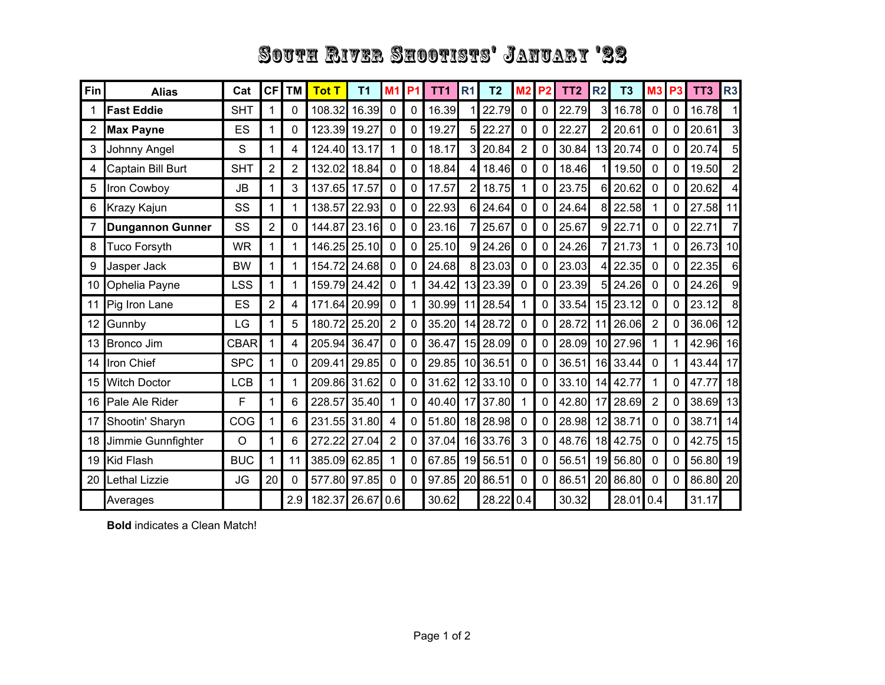# South River Shootists' January '22

| Fin | Alias | Cat | CF | TM | Tot T | T1 | M1 | P1 | TT1 | R1 | T2 | M2 | P2 | TT2 | R2 | T3 | M3 | P3 | TT3 | R3 |
|---|---|---|---|---|---|---|---|---|---|---|---|---|---|---|---|---|---|---|---|---|
| 1 | **Fast Eddie** | SHT | 1 | 0 | 108.32 | 16.39 | 0 | 0 | 16.39 | 1 | 22.79 | 0 | 0 | 22.79 | 3 | 16.78 | 0 | 0 | 16.78 | 1 |
| 2 | **Max Payne** | ES | 1 | 0 | 123.39 | 19.27 | 0 | 0 | 19.27 | 5 | 22.27 | 0 | 0 | 22.27 | 2 | 20.61 | 0 | 0 | 20.61 | 3 |
| 3 | Johnny Angel | S | 1 | 4 | 124.40 | 13.17 | 1 | 0 | 18.17 | 3 | 20.84 | 2 | 0 | 30.84 | 13 | 20.74 | 0 | 0 | 20.74 | 5 |
| 4 | Captain Bill Burt | SHT | 2 | 2 | 132.02 | 18.84 | 0 | 0 | 18.84 | 4 | 18.46 | 0 | 0 | 18.46 | 1 | 19.50 | 0 | 0 | 19.50 | 2 |
| 5 | Iron Cowboy | JB | 1 | 3 | 137.65 | 17.57 | 0 | 0 | 17.57 | 2 | 18.75 | 1 | 0 | 23.75 | 6 | 20.62 | 0 | 0 | 20.62 | 4 |
| 6 | Krazy Kajun | SS | 1 | 1 | 138.57 | 22.93 | 0 | 0 | 22.93 | 6 | 24.64 | 0 | 0 | 24.64 | 8 | 22.58 | 1 | 0 | 27.58 | 11 |
| 7 | **Dungannon Gunner** | SS | 2 | 0 | 144.87 | 23.16 | 0 | 0 | 23.16 | 7 | 25.67 | 0 | 0 | 25.67 | 9 | 22.71 | 0 | 0 | 22.71 | 7 |
| 8 | Tuco Forsyth | WR | 1 | 1 | 146.25 | 25.10 | 0 | 0 | 25.10 | 9 | 24.26 | 0 | 0 | 24.26 | 7 | 21.73 | 1 | 0 | 26.73 | 10 |
| 9 | Jasper Jack | BW | 1 | 1 | 154.72 | 24.68 | 0 | 0 | 24.68 | 8 | 23.03 | 0 | 0 | 23.03 | 4 | 22.35 | 0 | 0 | 22.35 | 6 |
| 10 | Ophelia Payne | LSS | 1 | 1 | 159.79 | 24.42 | 0 | 1 | 34.42 | 13 | 23.39 | 0 | 0 | 23.39 | 5 | 24.26 | 0 | 0 | 24.26 | 9 |
| 11 | Pig Iron Lane | ES | 2 | 4 | 171.64 | 20.99 | 0 | 1 | 30.99 | 11 | 28.54 | 1 | 0 | 33.54 | 15 | 23.12 | 0 | 0 | 23.12 | 8 |
| 12 | Gunnby | LG | 1 | 5 | 180.72 | 25.20 | 2 | 0 | 35.20 | 14 | 28.72 | 0 | 0 | 28.72 | 11 | 26.06 | 2 | 0 | 36.06 | 12 |
| 13 | Bronco Jim | CBAR | 1 | 4 | 205.94 | 36.47 | 0 | 0 | 36.47 | 15 | 28.09 | 0 | 0 | 28.09 | 10 | 27.96 | 1 | 1 | 42.96 | 16 |
| 14 | Iron Chief | SPC | 1 | 0 | 209.41 | 29.85 | 0 | 0 | 29.85 | 10 | 36.51 | 0 | 0 | 36.51 | 16 | 33.44 | 0 | 1 | 43.44 | 17 |
| 15 | Witch Doctor | LCB | 1 | 1 | 209.86 | 31.62 | 0 | 0 | 31.62 | 12 | 33.10 | 0 | 0 | 33.10 | 14 | 42.77 | 1 | 0 | 47.77 | 18 |
| 16 | Pale Ale Rider | F | 1 | 6 | 228.57 | 35.40 | 1 | 0 | 40.40 | 17 | 37.80 | 1 | 0 | 42.80 | 17 | 28.69 | 2 | 0 | 38.69 | 13 |
| 17 | Shootin' Sharyn | COG | 1 | 6 | 231.55 | 31.80 | 4 | 0 | 51.80 | 18 | 28.98 | 0 | 0 | 28.98 | 12 | 38.71 | 0 | 0 | 38.71 | 14 |
| 18 | Jimmie Gunnfighter | O | 1 | 6 | 272.22 | 27.04 | 2 | 0 | 37.04 | 16 | 33.76 | 3 | 0 | 48.76 | 18 | 42.75 | 0 | 0 | 42.75 | 15 |
| 19 | Kid Flash | BUC | 1 | 11 | 385.09 | 62.85 | 1 | 0 | 67.85 | 19 | 56.51 | 0 | 0 | 56.51 | 19 | 56.80 | 0 | 0 | 56.80 | 19 |
| 20 | Lethal Lizzie | JG | 20 | 0 | 577.80 | 97.85 | 0 | 0 | 97.85 | 20 | 86.51 | 0 | 0 | 86.51 | 20 | 86.80 | 0 | 0 | 86.80 | 20 |
| | Averages | | | 2.9 | 182.37 | 26.67 | 0.6 | | 30.62 | | 28.22 | 0.4 | | 30.32 | | 28.01 | 0.4 | | 31.17 | |

**Bold** indicates a Clean Match!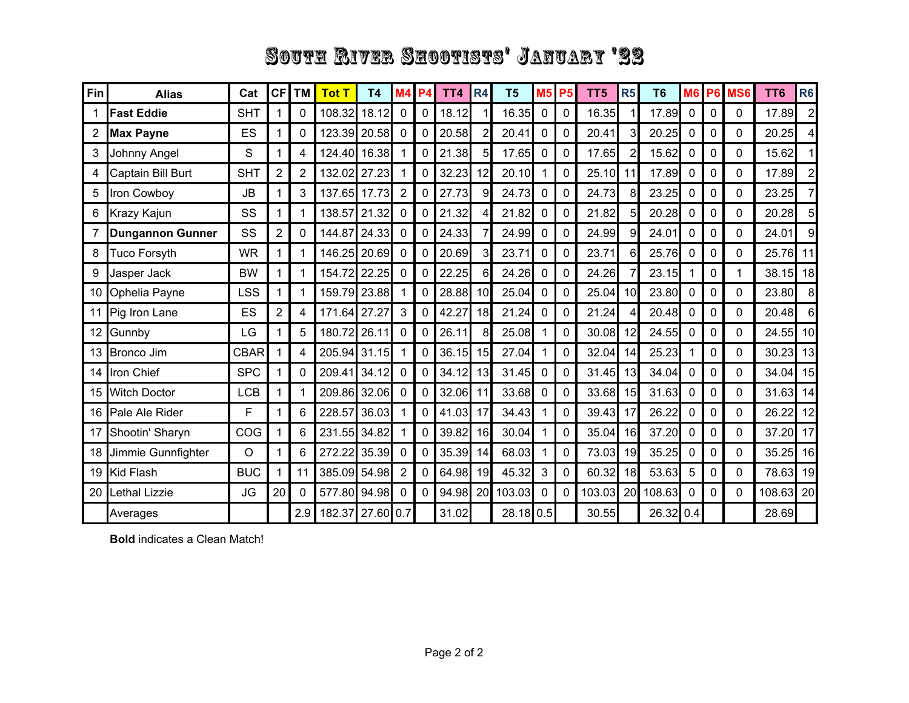# South River Shootists' January '22

| Fin | Alias | Cat | CF | TM | Tot T | T4 | M4 | P4 | TT4 | R4 | T5 | M5 | P5 | TT5 | R5 | T6 | M6 | P6 | MS6 | TT6 | R6 |
|---|---|---|---|---|---|---|---|---|---|---|---|---|---|---|---|---|---|---|---|---|---|
| 1 | **Fast Eddie** | SHT | 1 | 0 | 108.32 | 18.12 | 0 | 0 | 18.12 | 1 | 16.35 | 0 | 0 | 16.35 | 1 | 17.89 | 0 | 0 | 0 | 17.89 | 2 |
| 2 | **Max Payne** | ES | 1 | 0 | 123.39 | 20.58 | 0 | 0 | 20.58 | 2 | 20.41 | 0 | 0 | 20.41 | 3 | 20.25 | 0 | 0 | 0 | 20.25 | 4 |
| 3 | Johnny Angel | S | 1 | 4 | 124.40 | 16.38 | 1 | 0 | 21.38 | 5 | 17.65 | 0 | 0 | 17.65 | 2 | 15.62 | 0 | 0 | 0 | 15.62 | 1 |
| 4 | Captain Bill Burt | SHT | 2 | 2 | 132.02 | 27.23 | 1 | 0 | 32.23 | 12 | 20.10 | 1 | 0 | 25.10 | 11 | 17.89 | 0 | 0 | 0 | 17.89 | 2 |
| 5 | Iron Cowboy | JB | 1 | 3 | 137.65 | 17.73 | 2 | 0 | 27.73 | 9 | 24.73 | 0 | 0 | 24.73 | 8 | 23.25 | 0 | 0 | 0 | 23.25 | 7 |
| 6 | Krazy Kajun | SS | 1 | 1 | 138.57 | 21.32 | 0 | 0 | 21.32 | 4 | 21.82 | 0 | 0 | 21.82 | 5 | 20.28 | 0 | 0 | 0 | 20.28 | 5 |
| 7 | **Dungannon Gunner** | SS | 2 | 0 | 144.87 | 24.33 | 0 | 0 | 24.33 | 7 | 24.99 | 0 | 0 | 24.99 | 9 | 24.01 | 0 | 0 | 0 | 24.01 | 9 |
| 8 | Tuco Forsyth | WR | 1 | 1 | 146.25 | 20.69 | 0 | 0 | 20.69 | 3 | 23.71 | 0 | 0 | 23.71 | 6 | 25.76 | 0 | 0 | 0 | 25.76 | 11 |
| 9 | Jasper Jack | BW | 1 | 1 | 154.72 | 22.25 | 0 | 0 | 22.25 | 6 | 24.26 | 0 | 0 | 24.26 | 7 | 23.15 | 1 | 0 | 1 | 38.15 | 18 |
| 10 | Ophelia Payne | LSS | 1 | 1 | 159.79 | 23.88 | 1 | 0 | 28.88 | 10 | 25.04 | 0 | 0 | 25.04 | 10 | 23.80 | 0 | 0 | 0 | 23.80 | 8 |
| 11 | Pig Iron Lane | ES | 2 | 4 | 171.64 | 27.27 | 3 | 0 | 42.27 | 18 | 21.24 | 0 | 0 | 21.24 | 4 | 20.48 | 0 | 0 | 0 | 20.48 | 6 |
| 12 | Gunnby | LG | 1 | 5 | 180.72 | 26.11 | 0 | 0 | 26.11 | 8 | 25.08 | 1 | 0 | 30.08 | 12 | 24.55 | 0 | 0 | 0 | 24.55 | 10 |
| 13 | Bronco Jim | CBAR | 1 | 4 | 205.94 | 31.15 | 1 | 0 | 36.15 | 15 | 27.04 | 1 | 0 | 32.04 | 14 | 25.23 | 1 | 0 | 0 | 30.23 | 13 |
| 14 | Iron Chief | SPC | 1 | 0 | 209.41 | 34.12 | 0 | 0 | 34.12 | 13 | 31.45 | 0 | 0 | 31.45 | 13 | 34.04 | 0 | 0 | 0 | 34.04 | 15 |
| 15 | Witch Doctor | LCB | 1 | 1 | 209.86 | 32.06 | 0 | 0 | 32.06 | 11 | 33.68 | 0 | 0 | 33.68 | 15 | 31.63 | 0 | 0 | 0 | 31.63 | 14 |
| 16 | Pale Ale Rider | F | 1 | 6 | 228.57 | 36.03 | 1 | 0 | 41.03 | 17 | 34.43 | 1 | 0 | 39.43 | 17 | 26.22 | 0 | 0 | 0 | 26.22 | 12 |
| 17 | Shootin' Sharyn | COG | 1 | 6 | 231.55 | 34.82 | 1 | 0 | 39.82 | 16 | 30.04 | 1 | 0 | 35.04 | 16 | 37.20 | 0 | 0 | 0 | 37.20 | 17 |
| 18 | Jimmie Gunnfighter | O | 1 | 6 | 272.22 | 35.39 | 0 | 0 | 35.39 | 14 | 68.03 | 1 | 0 | 73.03 | 19 | 35.25 | 0 | 0 | 0 | 35.25 | 16 |
| 19 | Kid Flash | BUC | 1 | 11 | 385.09 | 54.98 | 2 | 0 | 64.98 | 19 | 45.32 | 3 | 0 | 60.32 | 18 | 53.63 | 5 | 0 | 0 | 78.63 | 19 |
| 20 | Lethal Lizzie | JG | 20 | 0 | 577.80 | 94.98 | 0 | 0 | 94.98 | 20 | 103.03 | 0 | 0 | 103.03 | 20 | 108.63 | 0 | 0 | 0 | 108.63 | 20 |
| | Averages | | | 2.9 | 182.37 | 27.60 | 0.7 | | 31.02 | | 28.18 | 0.5 | | 30.55 | | 26.32 | 0.4 | | | 28.69 | |

**Bold** indicates a Clean Match!